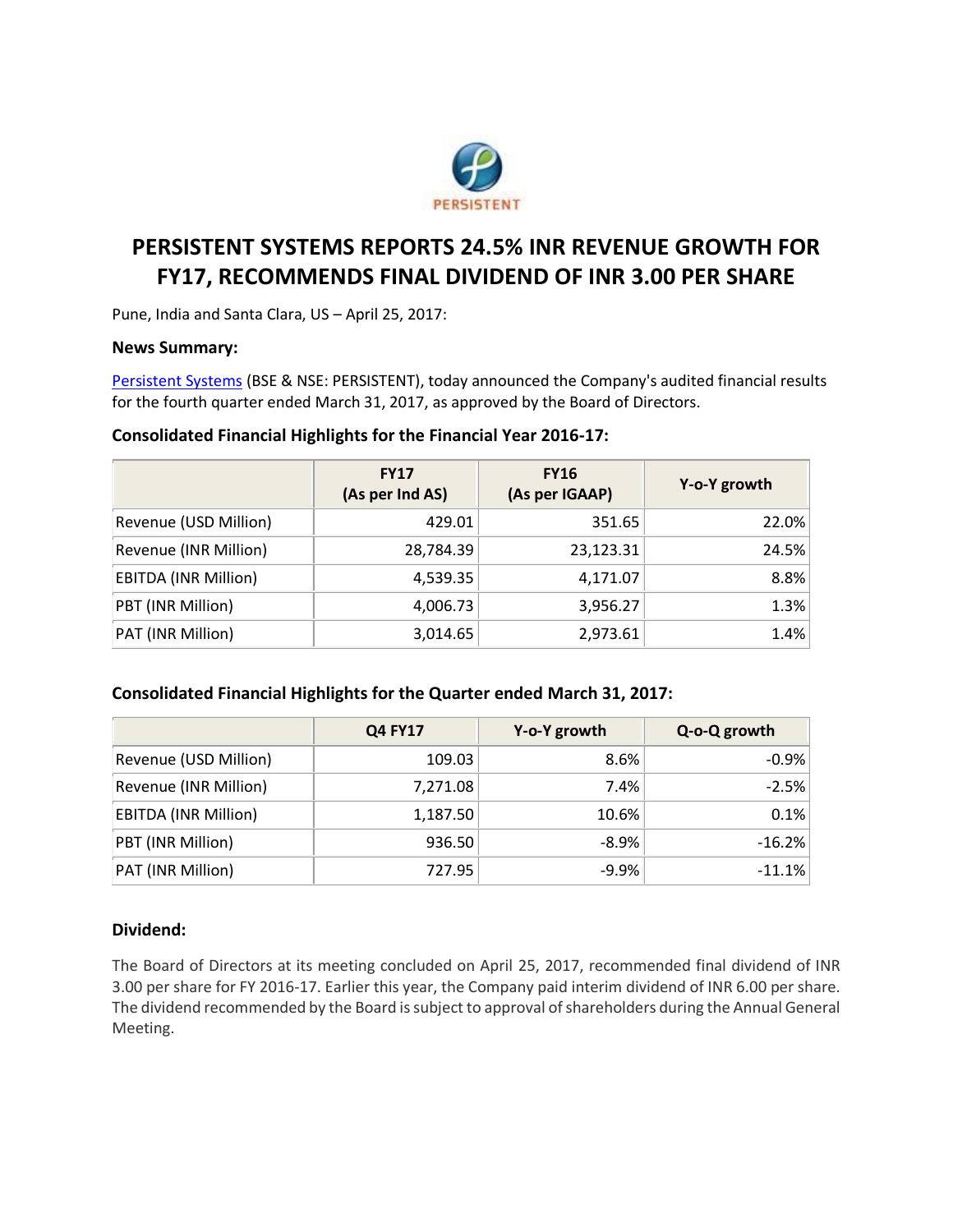PERSISTENT

# PERSISTENT SYSTEMS REPORTS 24.5% INR REVENUE GROWTH FOR FY17, RECOMMENDS FINAL DIVIDEND OF INR 3.00 PER SHARE

Pune, India and Santa Clara, US – April 25, 2017:

### News Summary:

Persistent Systems (BSE & NSE: PERSISTENT), today announced the Company's audited financial results for the fourth quarter ended March 31, 2017, as approved by the Board of Directors.

### Consolidated Financial Highlights for the Financial Year 2016-17:

| | FY17 (As per Ind AS) | FY16 (As per IGAAP) | Y-o-Y growth |
|---|---|---|---|
| Revenue (USD Million) | 429.01 | 351.65 | 22.0% |
| Revenue (INR Million) | 28,784.39 | 23,123.31 | 24.5% |
| EBITDA (INR Million) | 4,539.35 | 4,171.07 | 8.8% |
| PBT (INR Million) | 4,006.73 | 3,956.27 | 1.3% |
| PAT (INR Million) | 3,014.65 | 2,973.61 | 1.4% |

### Consolidated Financial Highlights for the Quarter ended March 31, 2017:

| | Q4 FY17 | Y-o-Y growth | Q-o-Q growth |
|---|---|---|---|
| Revenue (USD Million) | 109.03 | 8.6% | -0.9% |
| Revenue (INR Million) | 7,271.08 | 7.4% | -2.5% |
| EBITDA (INR Million) | 1,187.50 | 10.6% | 0.1% |
| PBT (INR Million) | 936.50 | -8.9% | -16.2% |
| PAT (INR Million) | 727.95 | -9.9% | -11.1% |

### Dividend:

The Board of Directors at its meeting concluded on April 25, 2017, recommended final dividend of INR 3.00 per share for FY 2016-17. Earlier this year, the Company paid interim dividend of INR 6.00 per share. The dividend recommended by the Board is subject to approval of shareholders during the Annual General Meeting.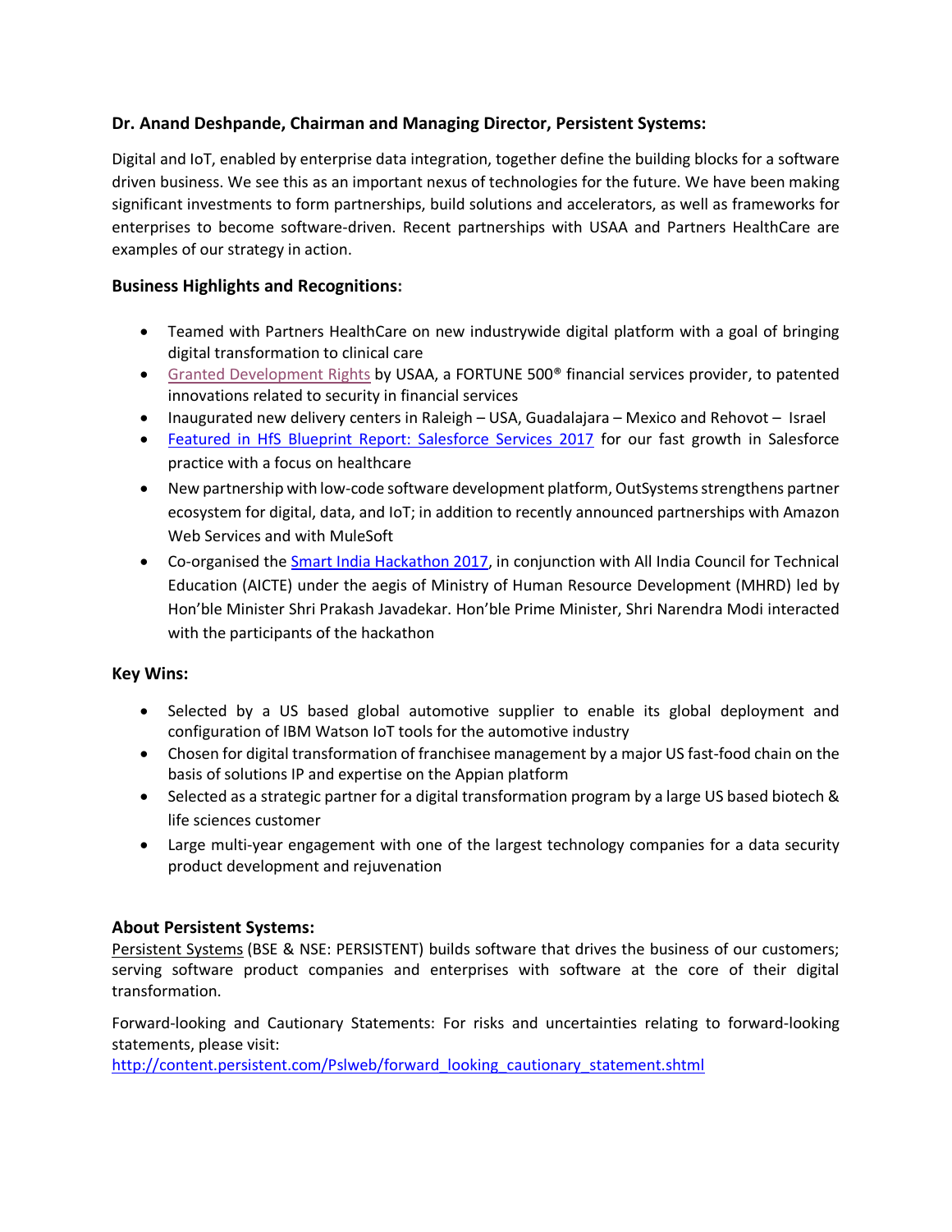**Dr. Anand Deshpande, Chairman and Managing Director, Persistent Systems:**

Digital and IoT, enabled by enterprise data integration, together define the building blocks for a software driven business. We see this as an important nexus of technologies for the future. We have been making significant investments to form partnerships, build solutions and accelerators, as well as frameworks for enterprises to become software-driven. Recent partnerships with USAA and Partners HealthCare are examples of our strategy in action.

**Business Highlights and Recognitions:**

- Teamed with Partners HealthCare on new industrywide digital platform with a goal of bringing digital transformation to clinical care
- Granted Development Rights by USAA, a FORTUNE 500® financial services provider, to patented innovations related to security in financial services
- Inaugurated new delivery centers in Raleigh – USA, Guadalajara – Mexico and Rehovot – Israel
- Featured in HfS Blueprint Report: Salesforce Services 2017 for our fast growth in Salesforce practice with a focus on healthcare
- New partnership with low-code software development platform, OutSystems strengthens partner ecosystem for digital, data, and IoT; in addition to recently announced partnerships with Amazon Web Services and with MuleSoft
- Co-organised the Smart India Hackathon 2017, in conjunction with All India Council for Technical Education (AICTE) under the aegis of Ministry of Human Resource Development (MHRD) led by Hon'ble Minister Shri Prakash Javadekar. Hon'ble Prime Minister, Shri Narendra Modi interacted with the participants of the hackathon

**Key Wins:**

- Selected by a US based global automotive supplier to enable its global deployment and configuration of IBM Watson IoT tools for the automotive industry
- Chosen for digital transformation of franchisee management by a major US fast-food chain on the basis of solutions IP and expertise on the Appian platform
- Selected as a strategic partner for a digital transformation program by a large US based biotech & life sciences customer
- Large multi-year engagement with one of the largest technology companies for a data security product development and rejuvenation

**About Persistent Systems:**

Persistent Systems (BSE & NSE: PERSISTENT) builds software that drives the business of our customers; serving software product companies and enterprises with software at the core of their digital transformation.

Forward-looking and Cautionary Statements: For risks and uncertainties relating to forward-looking statements, please visit:
http://content.persistent.com/Pslweb/forward_looking_cautionary_statement.shtml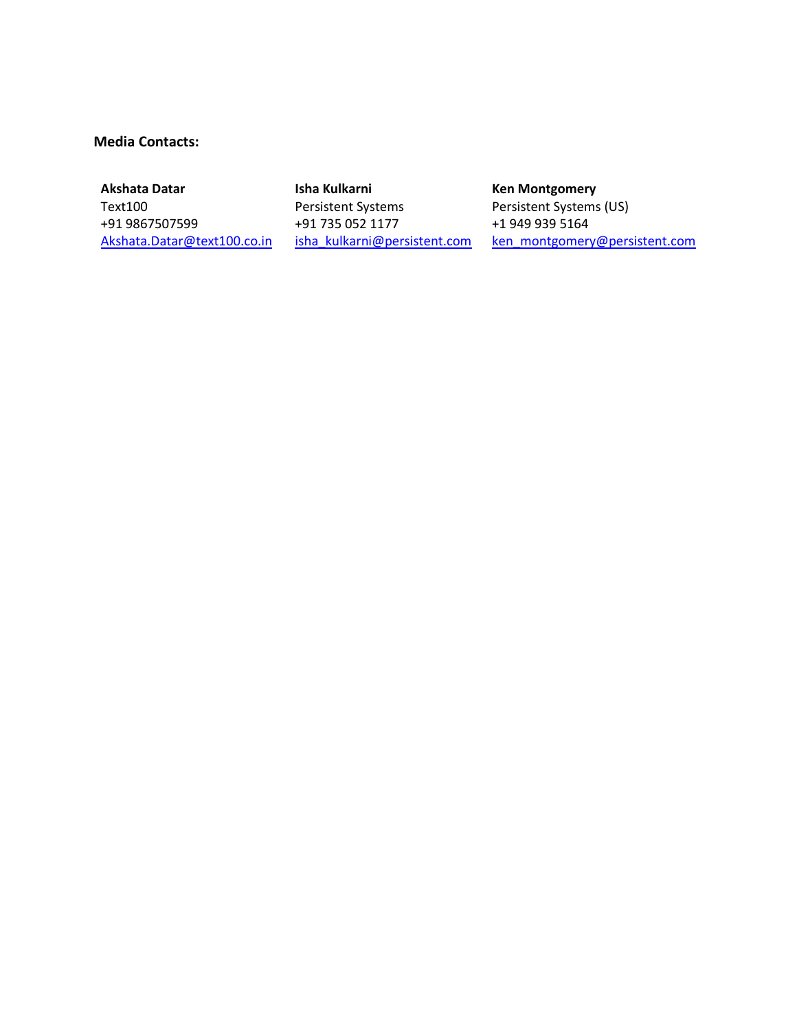**Media Contacts:**

| | | |
|---|---|---|
| **Akshata Datar** | **Isha Kulkarni** | **Ken Montgomery** |
| Text100 | Persistent Systems | Persistent Systems (US) |
| +91 9867507599 | +91 735 052 1177 | +1 949 939 5164 |
| Akshata.Datar@text100.co.in | isha_kulkarni@persistent.com | ken_montgomery@persistent.com |